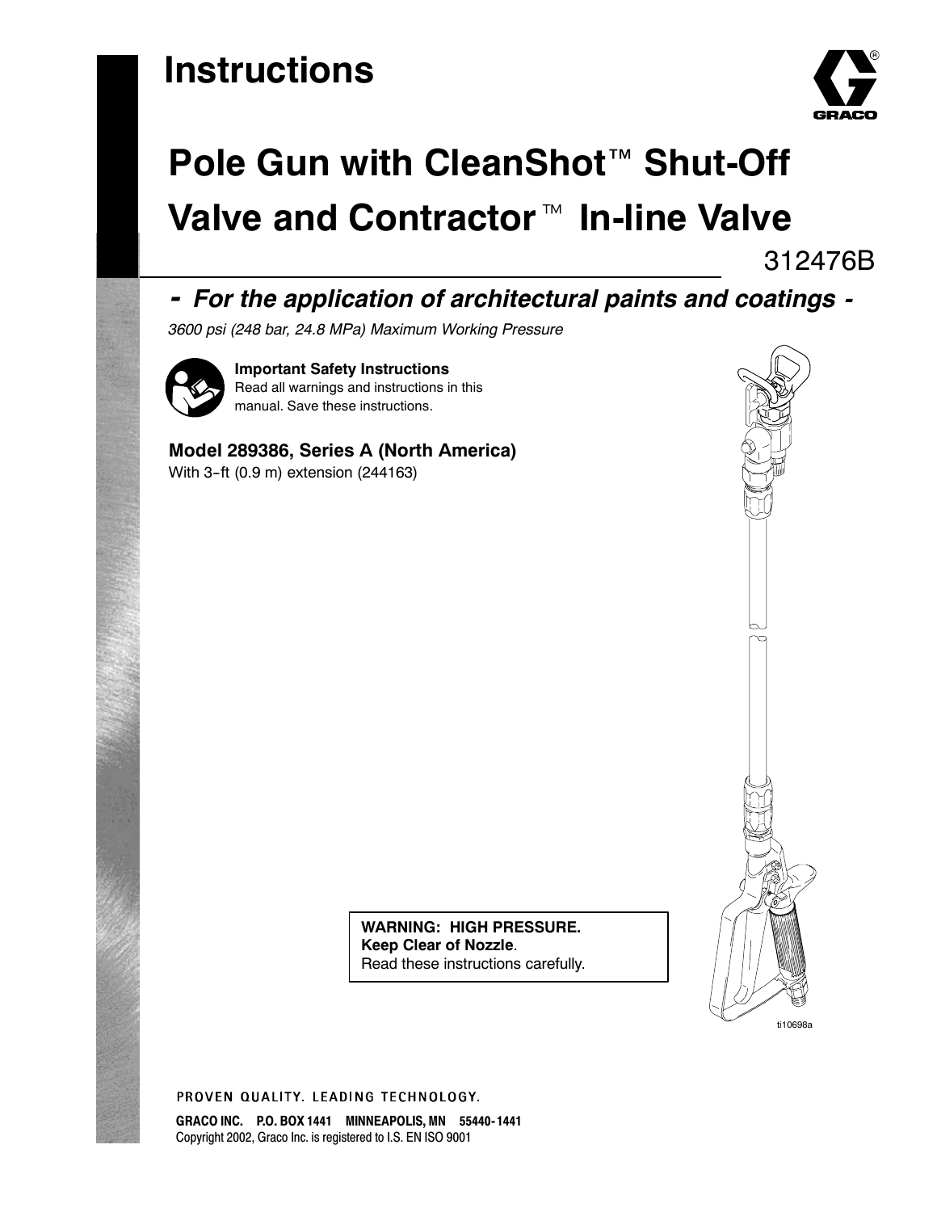# Instructions

# Pole Gun with CleanShot™ Shut-Off Valve and Contractor™ In-line Valve

312476B

## *- For the application of architectural paints and coatings -*

*3600 psi (248 bar, 24.8 MPa) Maximum Working Pressure*

**Important Safety Instructions**
Read all warnings and instructions in this manual. Save these instructions.

**Model 289386, Series A (North America)**
With 3-ft (0.9 m) extension (244163)

ti10698a

**WARNING: HIGH PRESSURE.**
**Keep Clear of Nozzle**.
Read these instructions carefully.

PROVEN QUALITY. LEADING TECHNOLOGY.

**GRACO INC. P.O. BOX 1441 MINNEAPOLIS, MN 55440-1441**
Copyright 2002, Graco Inc. is registered to I.S. EN ISO 9001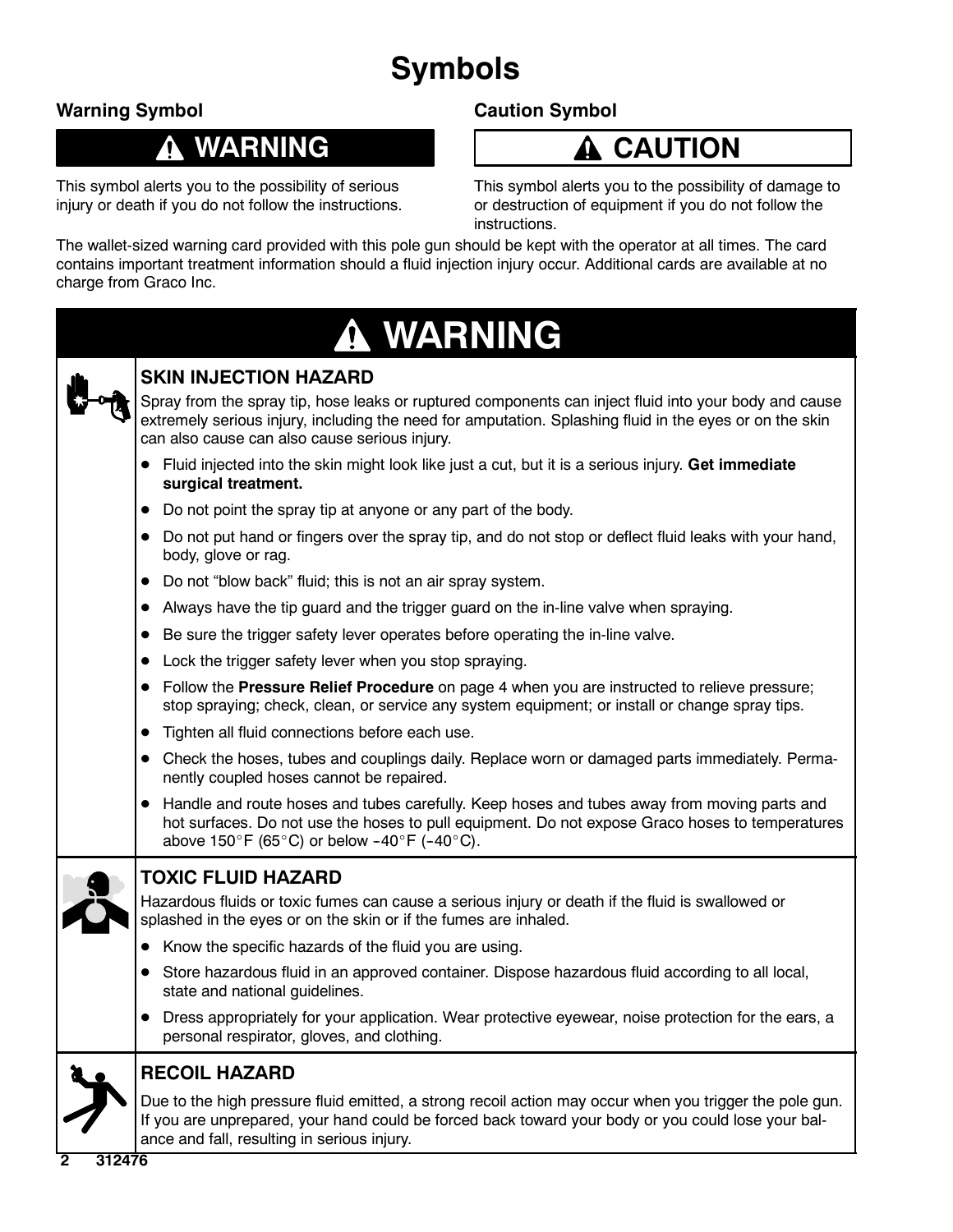# Symbols

### Warning Symbol

**⚠ WARNING**

This symbol alerts you to the possibility of serious injury or death if you do not follow the instructions.

### Caution Symbol

**⚠ CAUTION**

This symbol alerts you to the possibility of damage to or destruction of equipment if you do not follow the instructions.

The wallet-sized warning card provided with this pole gun should be kept with the operator at all times. The card contains important treatment information should a fluid injection injury occur. Additional cards are available at no charge from Graco Inc.

## ⚠ WARNING

### SKIN INJECTION HAZARD

Spray from the spray tip, hose leaks or ruptured components can inject fluid into your body and cause extremely serious injury, including the need for amputation. Splashing fluid in the eyes or on the skin can also cause can also cause serious injury.

- Fluid injected into the skin might look like just a cut, but it is a serious injury. **Get immediate surgical treatment.**
- Do not point the spray tip at anyone or any part of the body.
- Do not put hand or fingers over the spray tip, and do not stop or deflect fluid leaks with your hand, body, glove or rag.
- Do not "blow back" fluid; this is not an air spray system.
- Always have the tip guard and the trigger guard on the in-line valve when spraying.
- Be sure the trigger safety lever operates before operating the in-line valve.
- Lock the trigger safety lever when you stop spraying.
- Follow the **Pressure Relief Procedure** on page 4 when you are instructed to relieve pressure; stop spraying; check, clean, or service any system equipment; or install or change spray tips.
- Tighten all fluid connections before each use.
- Check the hoses, tubes and couplings daily. Replace worn or damaged parts immediately. Permanently coupled hoses cannot be repaired.
- Handle and route hoses and tubes carefully. Keep hoses and tubes away from moving parts and hot surfaces. Do not use the hoses to pull equipment. Do not expose Graco hoses to temperatures above 150°F (65°C) or below –40°F (–40°C).

### TOXIC FLUID HAZARD

Hazardous fluids or toxic fumes can cause a serious injury or death if the fluid is swallowed or splashed in the eyes or on the skin or if the fumes are inhaled.

- Know the specific hazards of the fluid you are using.
- Store hazardous fluid in an approved container. Dispose hazardous fluid according to all local, state and national guidelines.
- Dress appropriately for your application. Wear protective eyewear, noise protection for the ears, a personal respirator, gloves, and clothing.

### RECOIL HAZARD

Due to the high pressure fluid emitted, a strong recoil action may occur when you trigger the pole gun. If you are unprepared, your hand could be forced back toward your body or you could lose your balance and fall, resulting in serious injury.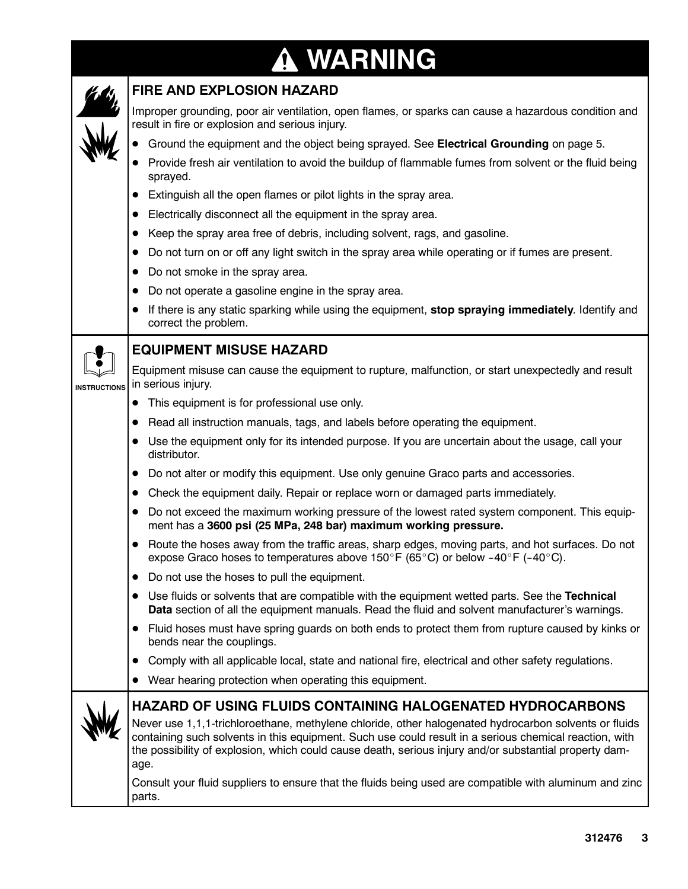# ⚠ WARNING

## FIRE AND EXPLOSION HAZARD

Improper grounding, poor air ventilation, open flames, or sparks can cause a hazardous condition and result in fire or explosion and serious injury.

- Ground the equipment and the object being sprayed. See **Electrical Grounding** on page 5.
- Provide fresh air ventilation to avoid the buildup of flammable fumes from solvent or the fluid being sprayed.
- Extinguish all the open flames or pilot lights in the spray area.
- Electrically disconnect all the equipment in the spray area.
- Keep the spray area free of debris, including solvent, rags, and gasoline.
- Do not turn on or off any light switch in the spray area while operating or if fumes are present.
- Do not smoke in the spray area.
- Do not operate a gasoline engine in the spray area.
- If there is any static sparking while using the equipment, **stop spraying immediately**. Identify and correct the problem.

## EQUIPMENT MISUSE HAZARD

Equipment misuse can cause the equipment to rupture, malfunction, or start unexpectedly and result in serious injury.

- This equipment is for professional use only.
- Read all instruction manuals, tags, and labels before operating the equipment.
- Use the equipment only for its intended purpose. If you are uncertain about the usage, call your distributor.
- Do not alter or modify this equipment. Use only genuine Graco parts and accessories.
- Check the equipment daily. Repair or replace worn or damaged parts immediately.
- Do not exceed the maximum working pressure of the lowest rated system component. This equipment has a **3600 psi (25 MPa, 248 bar) maximum working pressure.**
- Route the hoses away from the traffic areas, sharp edges, moving parts, and hot surfaces. Do not expose Graco hoses to temperatures above 150°F (65°C) or below –40°F (–40°C).
- Do not use the hoses to pull the equipment.
- Use fluids or solvents that are compatible with the equipment wetted parts. See the **Technical Data** section of all the equipment manuals. Read the fluid and solvent manufacturer's warnings.
- Fluid hoses must have spring guards on both ends to protect them from rupture caused by kinks or bends near the couplings.
- Comply with all applicable local, state and national fire, electrical and other safety regulations.
- Wear hearing protection when operating this equipment.

## HAZARD OF USING FLUIDS CONTAINING HALOGENATED HYDROCARBONS

Never use 1,1,1-trichloroethane, methylene chloride, other halogenated hydrocarbon solvents or fluids containing such solvents in this equipment. Such use could result in a serious chemical reaction, with the possibility of explosion, which could cause death, serious injury and/or substantial property damage.

Consult your fluid suppliers to ensure that the fluids being used are compatible with aluminum and zinc parts.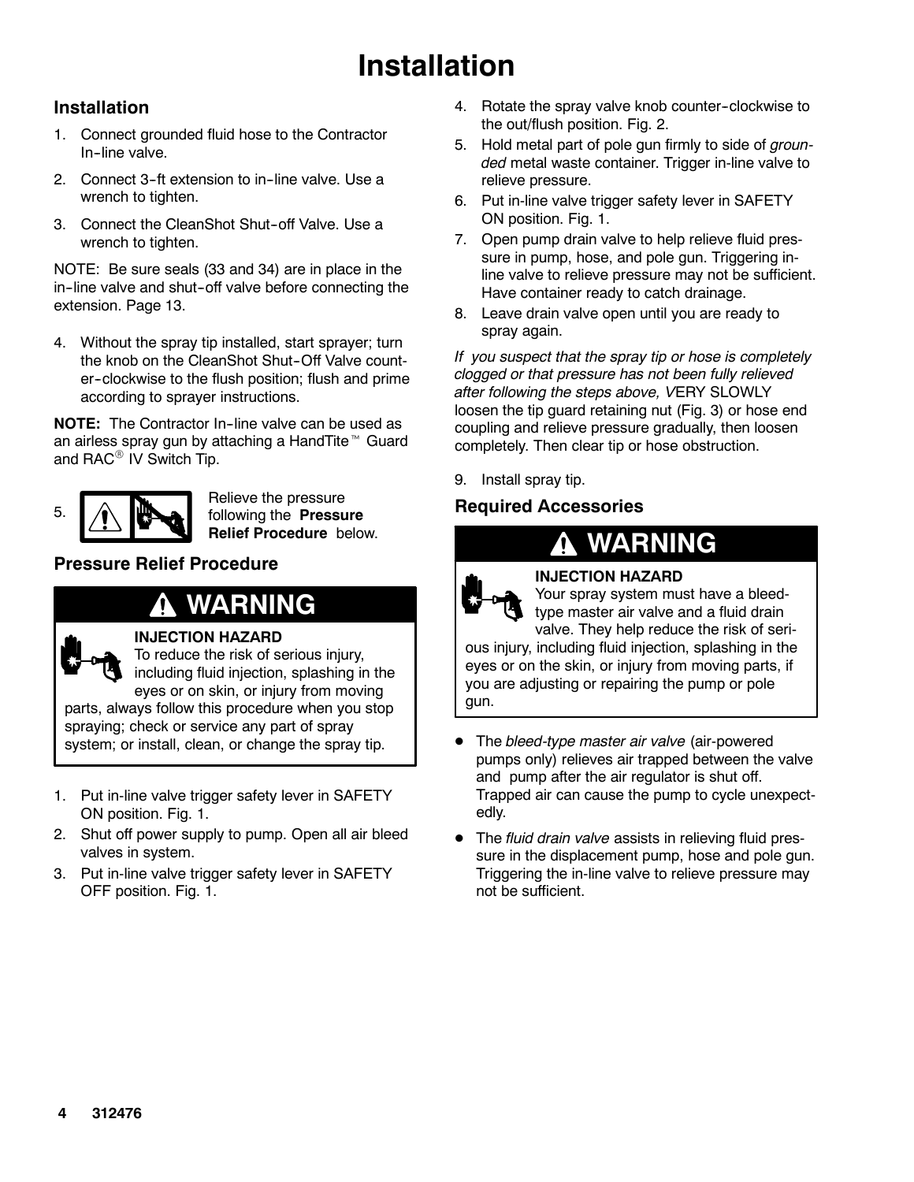# Installation

## Installation

1. Connect grounded fluid hose to the Contractor In-line valve.
2. Connect 3-ft extension to in-line valve. Use a wrench to tighten.
3. Connect the CleanShot Shut-off Valve. Use a wrench to tighten.

NOTE: Be sure seals (33 and 34) are in place in the in-line valve and shut-off valve before connecting the extension. Page 13.

4. Without the spray tip installed, start sprayer; turn the knob on the CleanShot Shut-Off Valve counter-clockwise to the flush position; flush and prime according to sprayer instructions.

**NOTE:** The Contractor In-line valve can be used as an airless spray gun by attaching a HandTite™ Guard and RAC® IV Switch Tip.

5. Relieve the pressure following the **Pressure Relief Procedure** below.

### Pressure Relief Procedure

**WARNING**

**INJECTION HAZARD**
To reduce the risk of serious injury, including fluid injection, splashing in the eyes or on skin, or injury from moving parts, always follow this procedure when you stop spraying; check or service any part of spray system; or install, clean, or change the spray tip.

1. Put in-line valve trigger safety lever in SAFETY ON position. Fig. 1.
2. Shut off power supply to pump. Open all air bleed valves in system.
3. Put in-line valve trigger safety lever in SAFETY OFF position. Fig. 1.
4. Rotate the spray valve knob counter-clockwise to the out/flush position. Fig. 2.
5. Hold metal part of pole gun firmly to side of *grounded* metal waste container. Trigger in-line valve to relieve pressure.
6. Put in-line valve trigger safety lever in SAFETY ON position. Fig. 1.
7. Open pump drain valve to help relieve fluid pressure in pump, hose, and pole gun. Triggering in-line valve to relieve pressure may not be sufficient. Have container ready to catch drainage.
8. Leave drain valve open until you are ready to spray again.

*If you suspect that the spray tip or hose is completely clogged or that pressure has not been fully relieved after following the steps above, V*ERY SLOWLY loosen the tip guard retaining nut (Fig. 3) or hose end coupling and relieve pressure gradually, then loosen completely. Then clear tip or hose obstruction.

9. Install spray tip.

### Required Accessories

**WARNING**

**INJECTION HAZARD**
Your spray system must have a bleed-type master air valve and a fluid drain valve. They help reduce the risk of serious injury, including fluid injection, splashing in the eyes or on the skin, or injury from moving parts, if you are adjusting or repairing the pump or pole gun.

- The *bleed-type master air valve* (air-powered pumps only) relieves air trapped between the valve and pump after the air regulator is shut off. Trapped air can cause the pump to cycle unexpectedly.
- The *fluid drain valve* assists in relieving fluid pressure in the displacement pump, hose and pole gun. Triggering the in-line valve to relieve pressure may not be sufficient.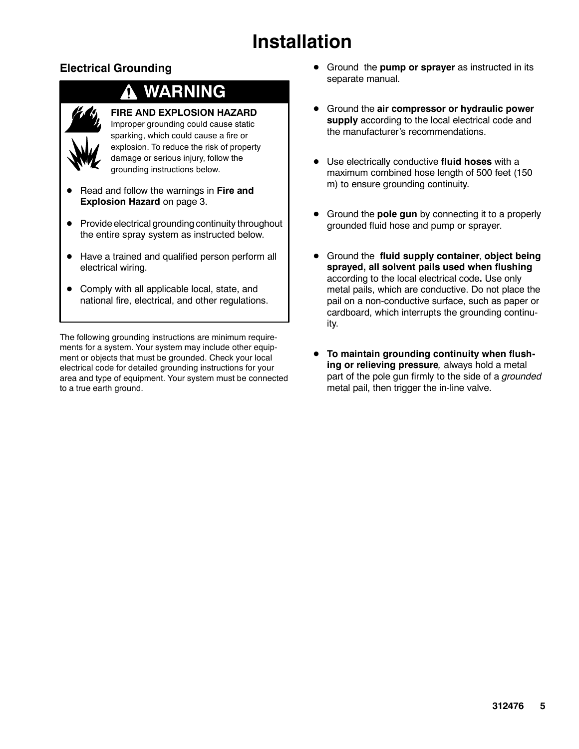# Installation

## Electrical Grounding

> **⚠ WARNING**
>
> **FIRE AND EXPLOSION HAZARD**
> Improper grounding could cause static sparking, which could cause a fire or explosion. To reduce the risk of property damage or serious injury, follow the grounding instructions below.
>
> - Read and follow the warnings in **Fire and Explosion Hazard** on page 3.
> - Provide electrical grounding continuity throughout the entire spray system as instructed below.
> - Have a trained and qualified person perform all electrical wiring.
> - Comply with all applicable local, state, and national fire, electrical, and other regulations.

The following grounding instructions are minimum requirements for a system. Your system may include other equipment or objects that must be grounded. Check your local electrical code for detailed grounding instructions for your area and type of equipment. Your system must be connected to a true earth ground.

- Ground the **pump or sprayer** as instructed in its separate manual.
- Ground the **air compressor or hydraulic power supply** according to the local electrical code and the manufacturer's recommendations.
- Use electrically conductive **fluid hoses** with a maximum combined hose length of 500 feet (150 m) to ensure grounding continuity.
- Ground the **pole gun** by connecting it to a properly grounded fluid hose and pump or sprayer.
- Ground the **fluid supply container**, **object being sprayed, all solvent pails used when flushing** according to the local electrical code**.** Use only metal pails, which are conductive. Do not place the pail on a non-conductive surface, such as paper or cardboard, which interrupts the grounding continuity.
- **To maintain grounding continuity when flushing or relieving pressure***,* always hold a metal part of the pole gun firmly to the side of a *grounded* metal pail, then trigger the in-line valve.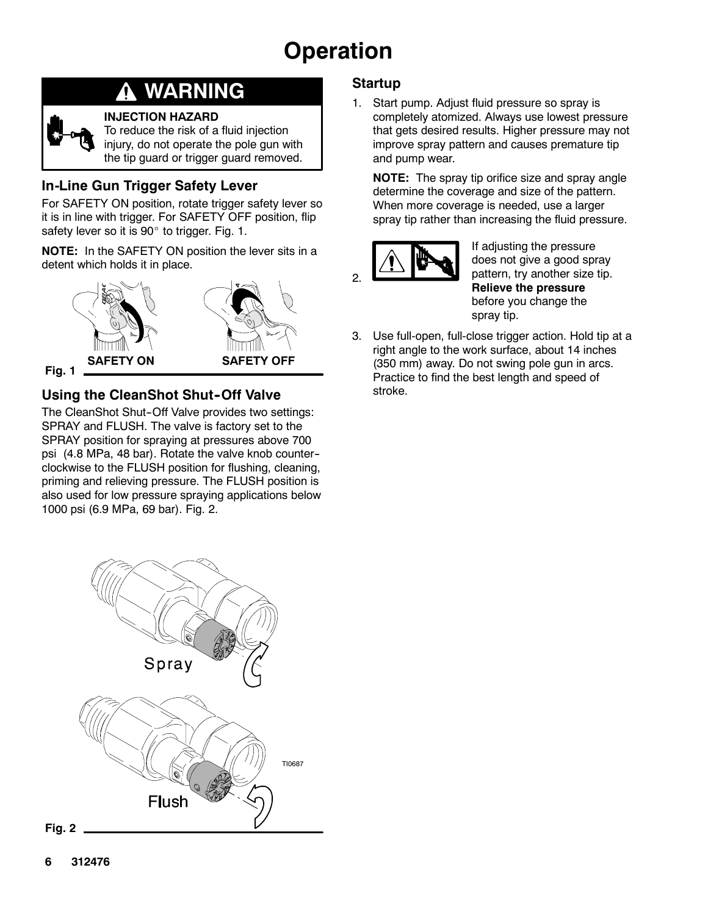# Operation

## ⚠ WARNING

**INJECTION HAZARD**
To reduce the risk of a fluid injection injury, do not operate the pole gun with the tip guard or trigger guard removed.

### In-Line Gun Trigger Safety Lever

For SAFETY ON position, rotate trigger safety lever so it is in line with trigger. For SAFETY OFF position, flip safety lever so it is 90° to trigger. Fig. 1.

**NOTE:** In the SAFETY ON position the lever sits in a detent which holds it in place.

SAFETY ON SAFETY OFF

Fig. 1

### Using the CleanShot Shut-Off Valve

The CleanShot Shut-Off Valve provides two settings: SPRAY and FLUSH. The valve is factory set to the SPRAY position for spraying at pressures above 700 psi (4.8 MPa, 48 bar). Rotate the valve knob counter-clockwise to the FLUSH position for flushing, cleaning, priming and relieving pressure. The FLUSH position is also used for low pressure spraying applications below 1000 psi (6.9 MPa, 69 bar). Fig. 2.

Spray

Flush

TI0687

Fig. 2

### Startup

1. Start pump. Adjust fluid pressure so spray is completely atomized. Always use lowest pressure that gets desired results. Higher pressure may not improve spray pattern and causes premature tip and pump wear.

   **NOTE:** The spray tip orifice size and spray angle determine the coverage and size of the pattern. When more coverage is needed, use a larger spray tip rather than increasing the fluid pressure.

2. If adjusting the pressure does not give a good spray pattern, try another size tip. **Relieve the pressure** before you change the spray tip.

3. Use full-open, full-close trigger action. Hold tip at a right angle to the work surface, about 14 inches (350 mm) away. Do not swing pole gun in arcs. Practice to find the best length and speed of stroke.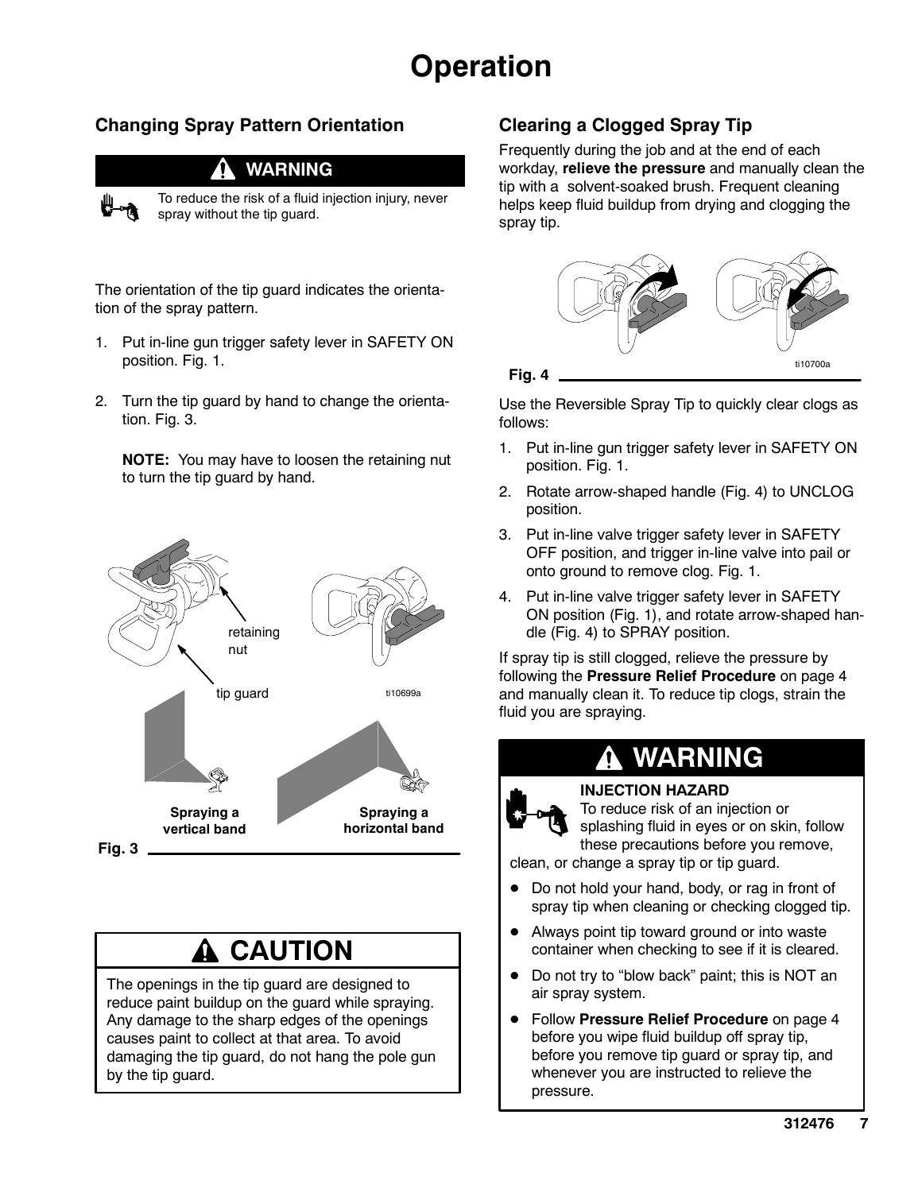# Operation

## Changing Spray Pattern Orientation

**⚠ WARNING**

To reduce the risk of a fluid injection injury, never spray without the tip guard.

The orientation of the tip guard indicates the orientation of the spray pattern.

1. Put in-line gun trigger safety lever in SAFETY ON position. Fig. 1.
2. Turn the tip guard by hand to change the orientation. Fig. 3.

   **NOTE:** You may have to loosen the retaining nut to turn the tip guard by hand.

retaining nut

tip guard

ti10699a

**Spraying a vertical band**

**Spraying a horizontal band**

**Fig. 3**

**⚠ CAUTION**

The openings in the tip guard are designed to reduce paint buildup on the guard while spraying. Any damage to the sharp edges of the openings causes paint to collect at that area. To avoid damaging the tip guard, do not hang the pole gun by the tip guard.

## Clearing a Clogged Spray Tip

Frequently during the job and at the end of each workday, **relieve the pressure** and manually clean the tip with a solvent-soaked brush. Frequent cleaning helps keep fluid buildup from drying and clogging the spray tip.

ti10700a

**Fig. 4**

Use the Reversible Spray Tip to quickly clear clogs as follows:

1. Put in-line gun trigger safety lever in SAFETY ON position. Fig. 1.
2. Rotate arrow-shaped handle (Fig. 4) to UNCLOG position.
3. Put in-line valve trigger safety lever in SAFETY OFF position, and trigger in-line valve into pail or onto ground to remove clog. Fig. 1.
4. Put in-line valve trigger safety lever in SAFETY ON position (Fig. 1), and rotate arrow-shaped handle (Fig. 4) to SPRAY position.

If spray tip is still clogged, relieve the pressure by following the **Pressure Relief Procedure** on page 4 and manually clean it. To reduce tip clogs, strain the fluid you are spraying.

**⚠ WARNING**

**INJECTION HAZARD**

To reduce risk of an injection or splashing fluid in eyes or on skin, follow these precautions before you remove, clean, or change a spray tip or tip guard.

- Do not hold your hand, body, or rag in front of spray tip when cleaning or checking clogged tip.
- Always point tip toward ground or into waste container when checking to see if it is cleared.
- Do not try to “blow back” paint; this is NOT an air spray system.
- Follow **Pressure Relief Procedure** on page 4 before you wipe fluid buildup off spray tip, before you remove tip guard or spray tip, and whenever you are instructed to relieve the pressure.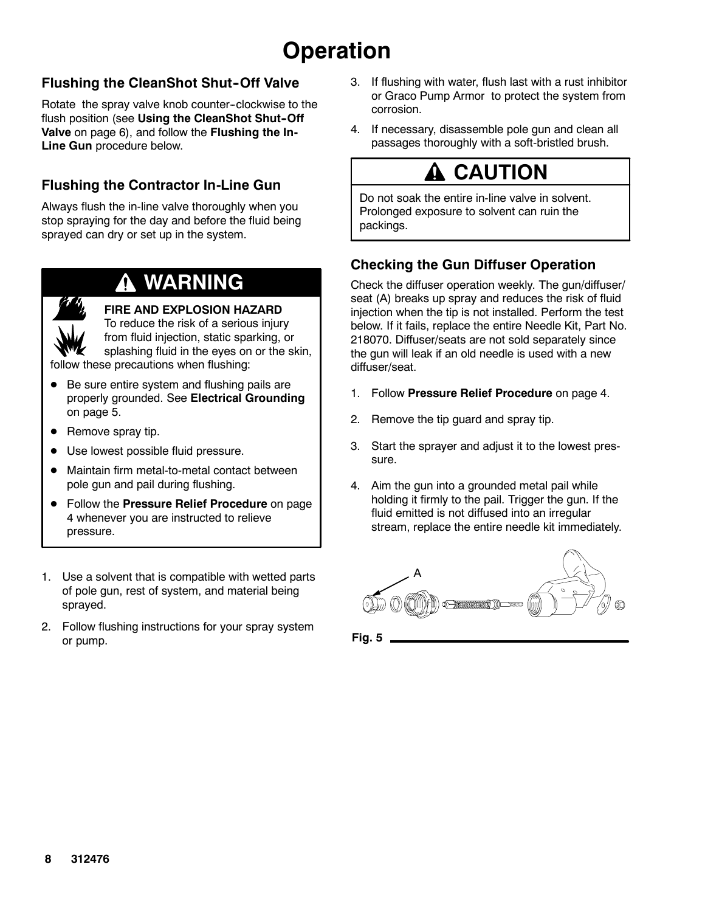# Operation

## Flushing the CleanShot Shut-Off Valve

Rotate the spray valve knob counter-clockwise to the flush position (see **Using the CleanShot Shut-Off Valve** on page 6), and follow the **Flushing the In-Line Gun** procedure below.

## Flushing the Contractor In-Line Gun

Always flush the in-line valve thoroughly when you stop spraying for the day and before the fluid being sprayed can dry or set up in the system.

> **⚠ WARNING**
>
> **FIRE AND EXPLOSION HAZARD**
> To reduce the risk of a serious injury from fluid injection, static sparking, or splashing fluid in the eyes on or the skin, follow these precautions when flushing:
>
> - Be sure entire system and flushing pails are properly grounded. See **Electrical Grounding** on page 5.
> - Remove spray tip.
> - Use lowest possible fluid pressure.
> - Maintain firm metal-to-metal contact between pole gun and pail during flushing.
> - Follow the **Pressure Relief Procedure** on page 4 whenever you are instructed to relieve pressure.

1. Use a solvent that is compatible with wetted parts of pole gun, rest of system, and material being sprayed.
2. Follow flushing instructions for your spray system or pump.
3. If flushing with water, flush last with a rust inhibitor or Graco Pump Armor to protect the system from corrosion.
4. If necessary, disassemble pole gun and clean all passages thoroughly with a soft-bristled brush.

> **⚠ CAUTION**
>
> Do not soak the entire in-line valve in solvent. Prolonged exposure to solvent can ruin the packings.

## Checking the Gun Diffuser Operation

Check the diffuser operation weekly. The gun/diffuser/seat (A) breaks up spray and reduces the risk of fluid injection when the tip is not installed. Perform the test below. If it fails, replace the entire Needle Kit, Part No. 218070. Diffuser/seats are not sold separately since the gun will leak if an old needle is used with a new diffuser/seat.

1. Follow **Pressure Relief Procedure** on page 4.
2. Remove the tip guard and spray tip.
3. Start the sprayer and adjust it to the lowest pressure.
4. Aim the gun into a grounded metal pail while holding it firmly to the pail. Trigger the gun. If the fluid emitted is not diffused into an irregular stream, replace the entire needle kit immediately.

A

**Fig. 5**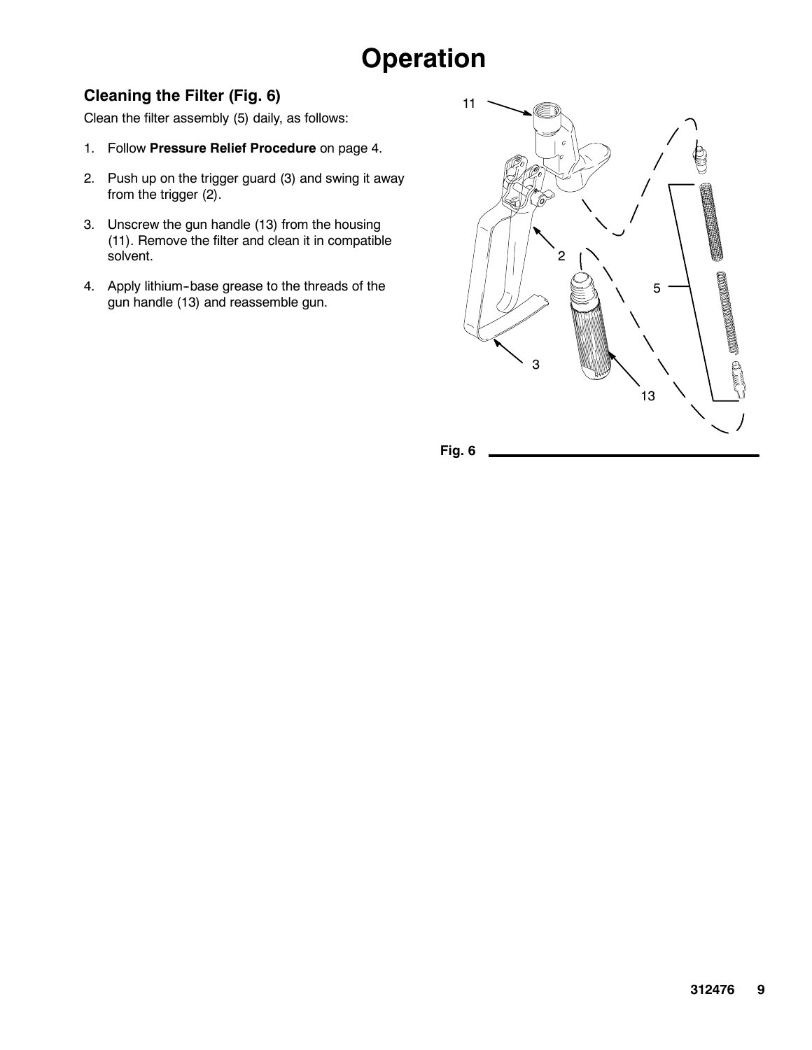# Operation

## Cleaning the Filter (Fig. 6)

Clean the filter assembly (5) daily, as follows:

1. Follow **Pressure Relief Procedure** on page 4.
2. Push up on the trigger guard (3) and swing it away from the trigger (2).
3. Unscrew the gun handle (13) from the housing (11). Remove the filter and clean it in compatible solvent.
4. Apply lithium-base grease to the threads of the gun handle (13) and reassemble gun.

Fig. 6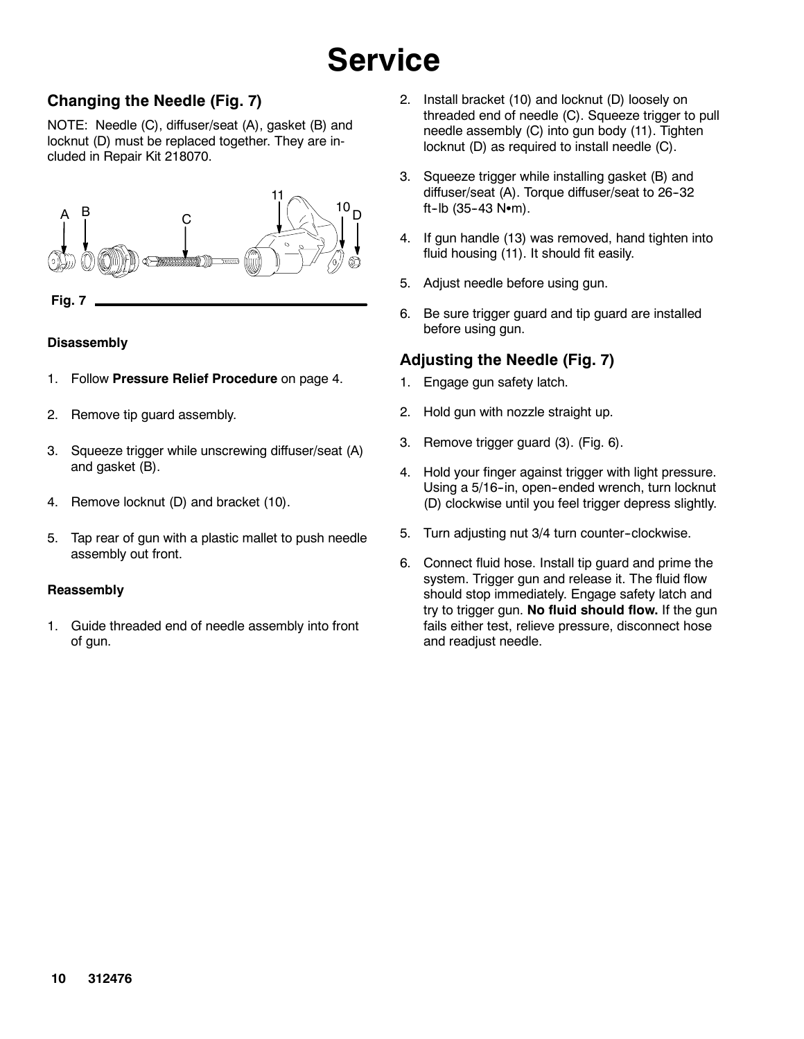# Service

## Changing the Needle (Fig. 7)

NOTE: Needle (C), diffuser/seat (A), gasket (B) and locknut (D) must be replaced together. They are included in Repair Kit 218070.

Fig. 7

### Disassembly

1. Follow **Pressure Relief Procedure** on page 4.
2. Remove tip guard assembly.
3. Squeeze trigger while unscrewing diffuser/seat (A) and gasket (B).
4. Remove locknut (D) and bracket (10).
5. Tap rear of gun with a plastic mallet to push needle assembly out front.

### Reassembly

1. Guide threaded end of needle assembly into front of gun.
2. Install bracket (10) and locknut (D) loosely on threaded end of needle (C). Squeeze trigger to pull needle assembly (C) into gun body (11). Tighten locknut (D) as required to install needle (C).
3. Squeeze trigger while installing gasket (B) and diffuser/seat (A). Torque diffuser/seat to 26-32 ft-lb (35-43 N•m).
4. If gun handle (13) was removed, hand tighten into fluid housing (11). It should fit easily.
5. Adjust needle before using gun.
6. Be sure trigger guard and tip guard are installed before using gun.

## Adjusting the Needle (Fig. 7)

1. Engage gun safety latch.
2. Hold gun with nozzle straight up.
3. Remove trigger guard (3). (Fig. 6).
4. Hold your finger against trigger with light pressure. Using a 5/16-in, open-ended wrench, turn locknut (D) clockwise until you feel trigger depress slightly.
5. Turn adjusting nut 3/4 turn counter-clockwise.
6. Connect fluid hose. Install tip guard and prime the system. Trigger gun and release it. The fluid flow should stop immediately. Engage safety latch and try to trigger gun. **No fluid should flow.** If the gun fails either test, relieve pressure, disconnect hose and readjust needle.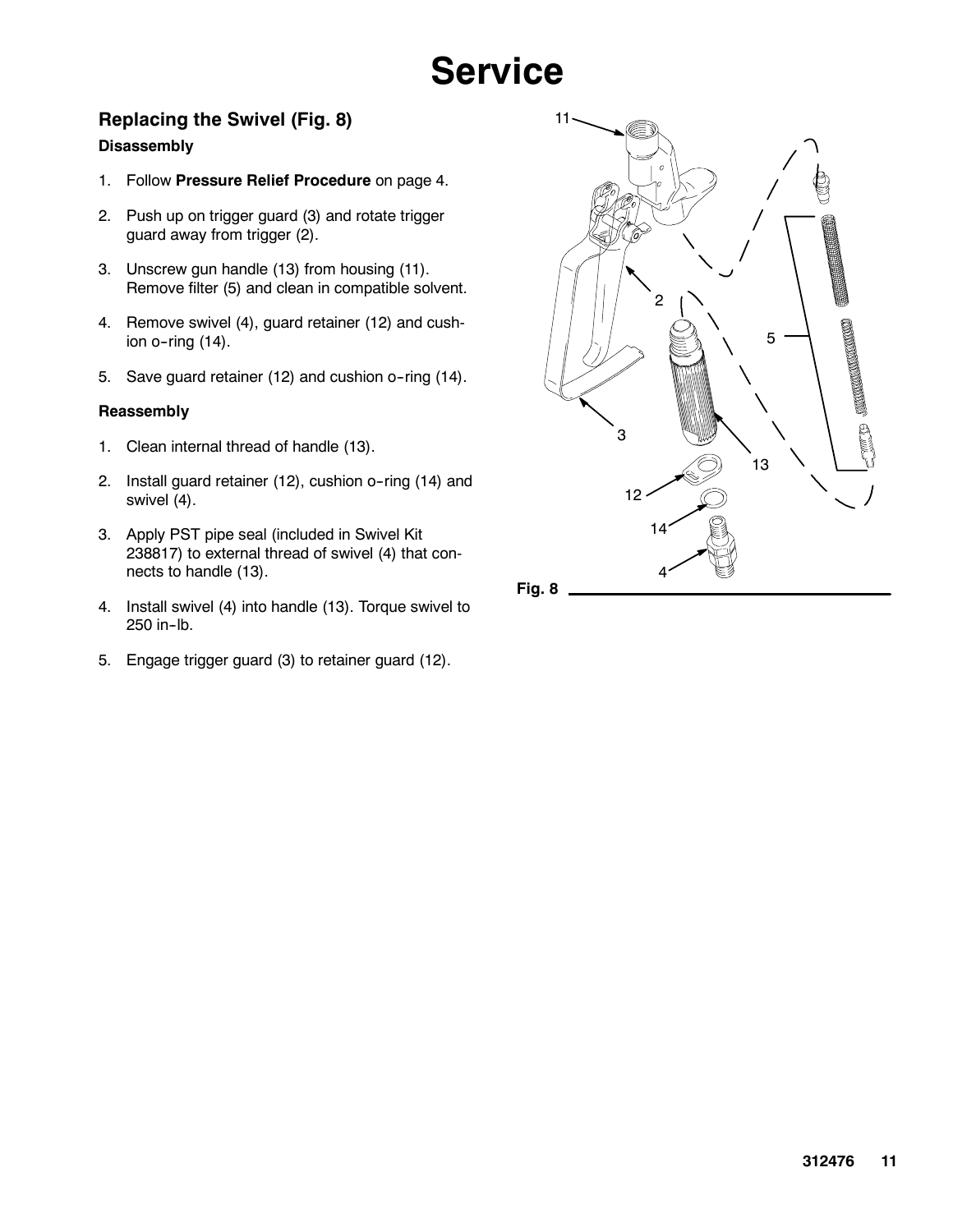# Service

## Replacing the Swivel (Fig. 8)

### Disassembly

1. Follow **Pressure Relief Procedure** on page 4.
2. Push up on trigger guard (3) and rotate trigger guard away from trigger (2).
3. Unscrew gun handle (13) from housing (11). Remove filter (5) and clean in compatible solvent.
4. Remove swivel (4), guard retainer (12) and cushion o-ring (14).
5. Save guard retainer (12) and cushion o-ring (14).

### Reassembly

1. Clean internal thread of handle (13).
2. Install guard retainer (12), cushion o-ring (14) and swivel (4).
3. Apply PST pipe seal (included in Swivel Kit 238817) to external thread of swivel (4) that connects to handle (13).
4. Install swivel (4) into handle (13). Torque swivel to 250 in-lb.
5. Engage trigger guard (3) to retainer guard (12).

**Fig. 8**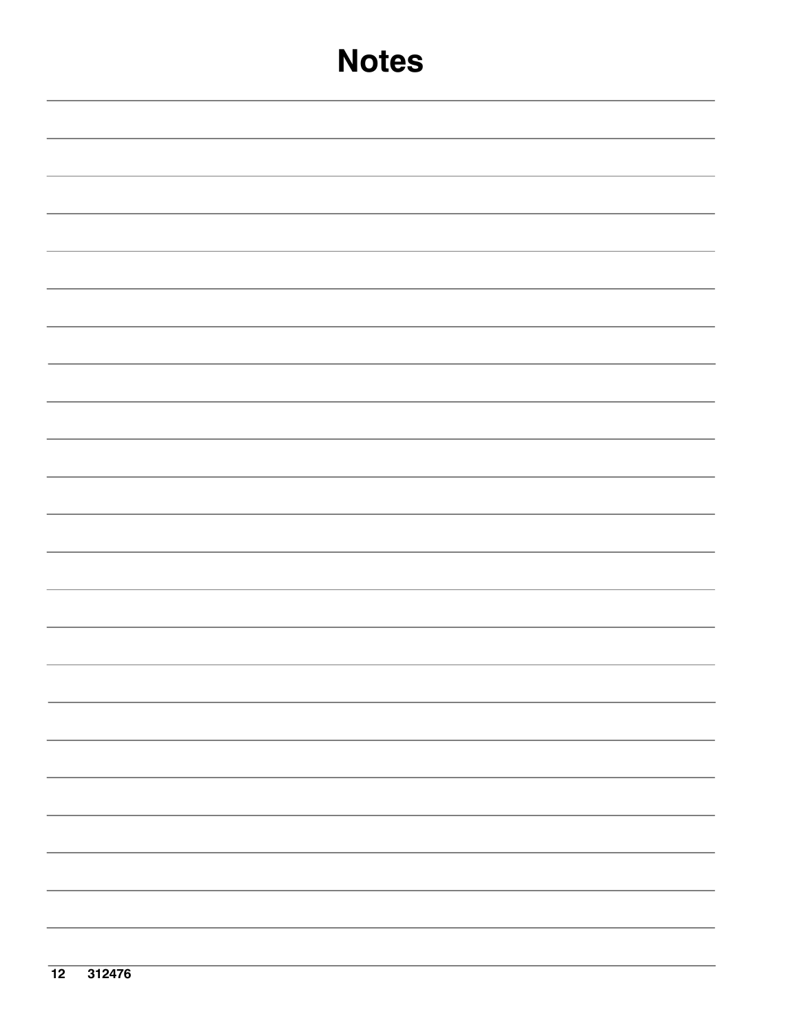# Notes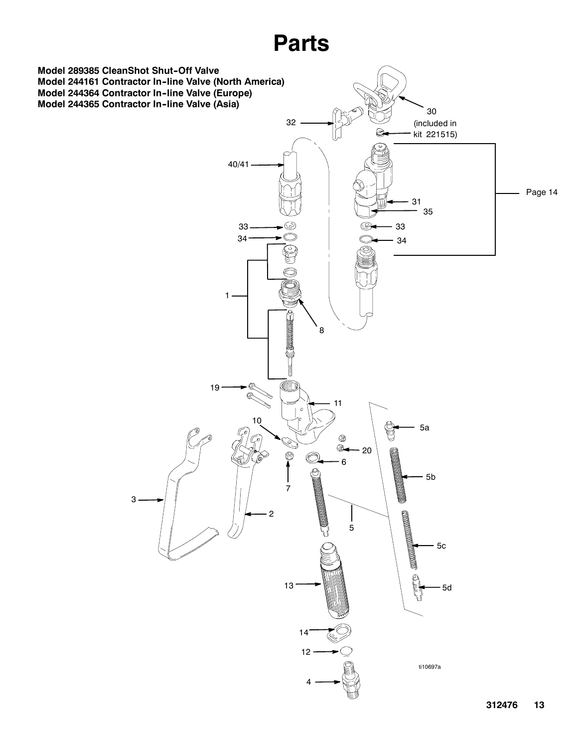# Parts

**Model 289385 CleanShot Shut-Off Valve**
**Model 244161 Contractor In-line Valve (North America)**
**Model 244364 Contractor In-line Valve (Europe)**
**Model 244365 Contractor In-line Valve (Asia)**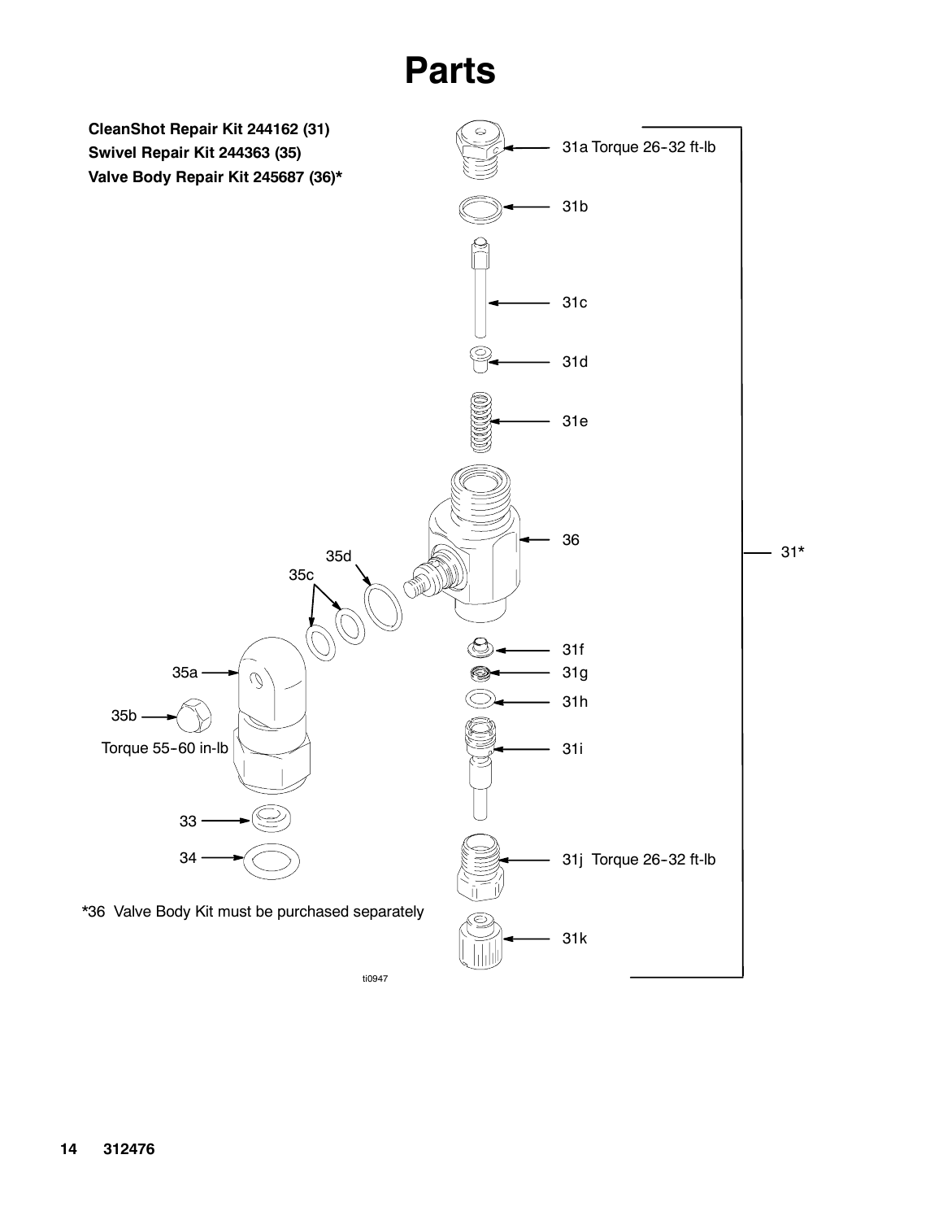# Parts

**CleanShot Repair Kit 244162 (31)**
**Swivel Repair Kit 244363 (35)**
**Valve Body Repair Kit 245687 (36)***

31a Torque 26-32 ft-lb

31b

31c

31d

31e

36

31*

35d

35c

31f

35a

31g

31h

35b

Torque 55-60 in-lb

31i

33

34

31j Torque 26-32 ft-lb

*36 Valve Body Kit must be purchased separately

31k

ti0947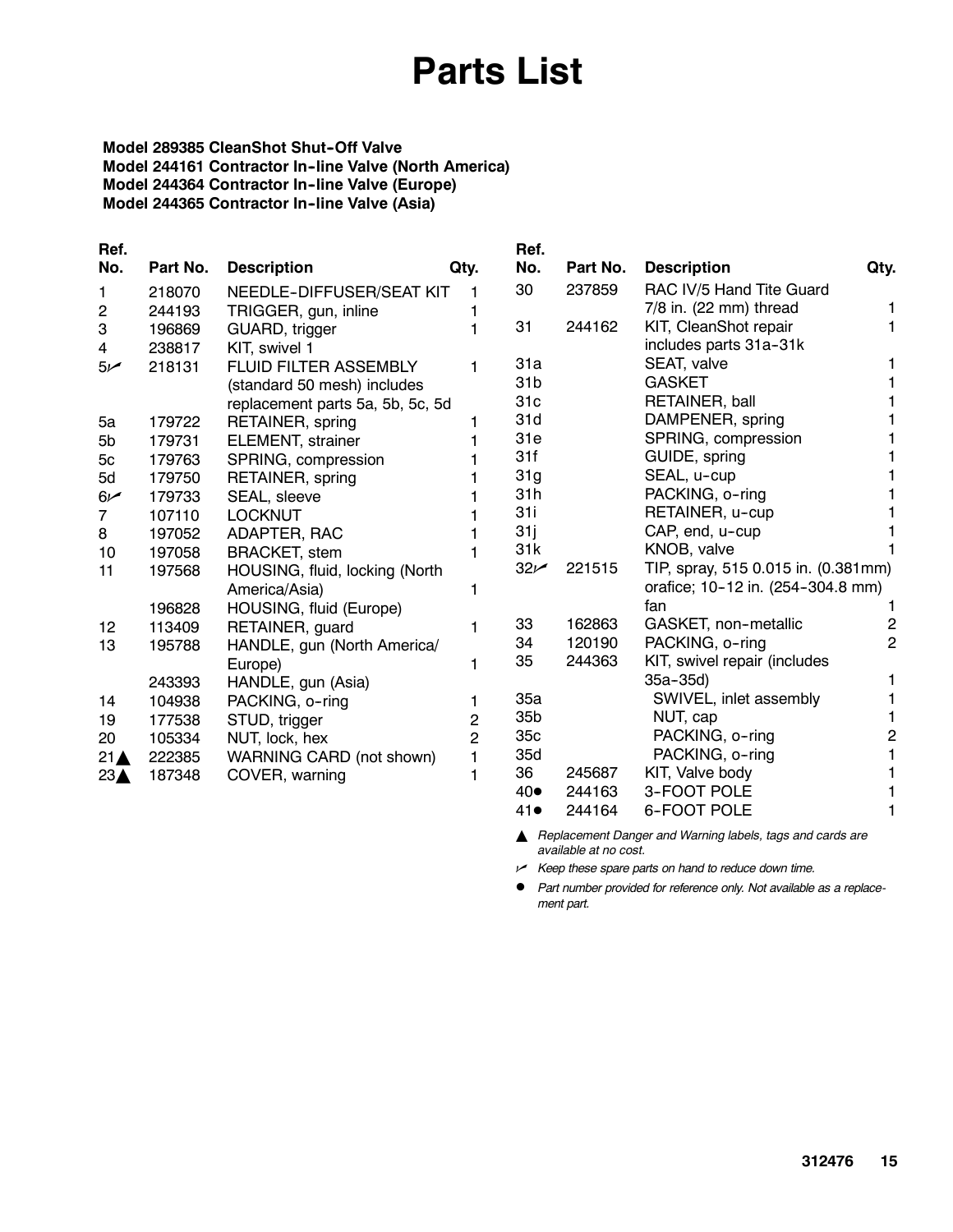# Parts List

**Model 289385 CleanShot Shut-Off Valve**
**Model 244161 Contractor In-line Valve (North America)**
**Model 244364 Contractor In-line Valve (Europe)**
**Model 244365 Contractor In-line Valve (Asia)**

| Ref. No. | Part No. | Description | Qty. |
|---|---|---|---|
| 1 | 218070 | NEEDLE-DIFFUSER/SEAT KIT | 1 |
| 2 | 244193 | TRIGGER, gun, inline | 1 |
| 3 | 196869 | GUARD, trigger | 1 |
| 4 | 238817 | KIT, swivel 1 | |
| 5✓ | 218131 | FLUID FILTER ASSEMBLY (standard 50 mesh) includes replacement parts 5a, 5b, 5c, 5d | 1 |
| 5a | 179722 | RETAINER, spring | 1 |
| 5b | 179731 | ELEMENT, strainer | 1 |
| 5c | 179763 | SPRING, compression | 1 |
| 5d | 179750 | RETAINER, spring | 1 |
| 6✓ | 179733 | SEAL, sleeve | 1 |
| 7 | 107110 | LOCKNUT | 1 |
| 8 | 197052 | ADAPTER, RAC | 1 |
| 10 | 197058 | BRACKET, stem | 1 |
| 11 | 197568 | HOUSING, fluid, locking (North America/Asia) | 1 |
| | 196828 | HOUSING, fluid (Europe) | |
| 12 | 113409 | RETAINER, guard | 1 |
| 13 | 195788 | HANDLE, gun (North America/ Europe) | 1 |
| | 243393 | HANDLE, gun (Asia) | |
| 14 | 104938 | PACKING, o-ring | 1 |
| 19 | 177538 | STUD, trigger | 2 |
| 20 | 105334 | NUT, lock, hex | 2 |
| 21▲ | 222385 | WARNING CARD (not shown) | 1 |
| 23▲ | 187348 | COVER, warning | 1 |
| 30 | 237859 | RAC IV/5 Hand Tite Guard 7/8 in. (22 mm) thread | 1 |
| 31 | 244162 | KIT, CleanShot repair includes parts 31a-31k | 1 |
| 31a | | SEAT, valve | 1 |
| 31b | | GASKET | 1 |
| 31c | | RETAINER, ball | 1 |
| 31d | | DAMPENER, spring | 1 |
| 31e | | SPRING, compression | 1 |
| 31f | | GUIDE, spring | 1 |
| 31g | | SEAL, u-cup | 1 |
| 31h | | PACKING, o-ring | 1 |
| 31i | | RETAINER, u-cup | 1 |
| 31j | | CAP, end, u-cup | 1 |
| 31k | | KNOB, valve | 1 |
| 32✓ | 221515 | TIP, spray, 515 0.015 in. (0.381mm) orafice; 10-12 in. (254-304.8 mm) fan | 1 |
| 33 | 162863 | GASKET, non-metallic | 2 |
| 34 | 120190 | PACKING, o-ring | 2 |
| 35 | 244363 | KIT, swivel repair (includes 35a-35d) | 1 |
| 35a | | SWIVEL, inlet assembly | 1 |
| 35b | | NUT, cap | 1 |
| 35c | | PACKING, o-ring | 2 |
| 35d | | PACKING, o-ring | 1 |
| 36 | 245687 | KIT, Valve body | 1 |
| 40● | 244163 | 3-FOOT POLE | 1 |
| 41● | 244164 | 6-FOOT POLE | 1 |

▲ *Replacement Danger and Warning labels, tags and cards are available at no cost.*

✓ *Keep these spare parts on hand to reduce down time.*

● *Part number provided for reference only. Not available as a replacement part.*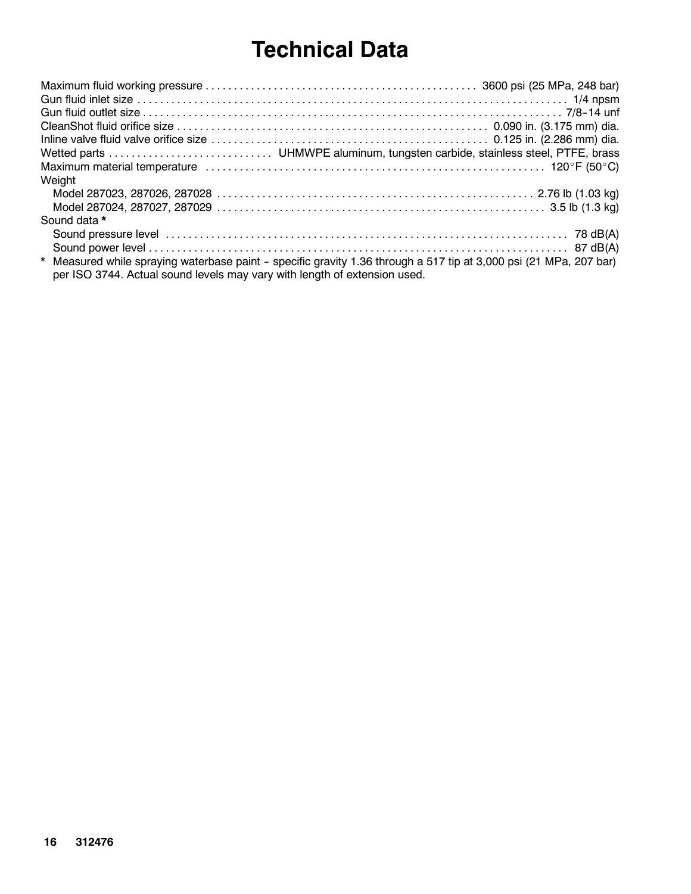# Technical Data

| | |
|---|---|
| Maximum fluid working pressure | 3600 psi (25 MPa, 248 bar) |
| Gun fluid inlet size | 1/4 npsm |
| Gun fluid outlet size | 7/8–14 unf |
| CleanShot fluid orifice size | 0.090 in. (3.175 mm) dia. |
| Inline valve fluid valve orifice size | 0.125 in. (2.286 mm) dia. |
| Wetted parts | UHMWPE aluminum, tungsten carbide, stainless steel, PTFE, brass |
| Maximum material temperature | 120°F (50°C) |
| **Weight** | |
| Model 287023, 287026, 287028 | 2.76 lb (1.03 kg) |
| Model 287024, 287027, 287029 | 3.5 lb (1.3 kg) |
| **Sound data *** | |
| Sound pressure level | 78 dB(A) |
| Sound power level | 87 dB(A) |

\* Measured while spraying waterbase paint - specific gravity 1.36 through a 517 tip at 3,000 psi (21 MPa, 207 bar) per ISO 3744. Actual sound levels may vary with length of extension used.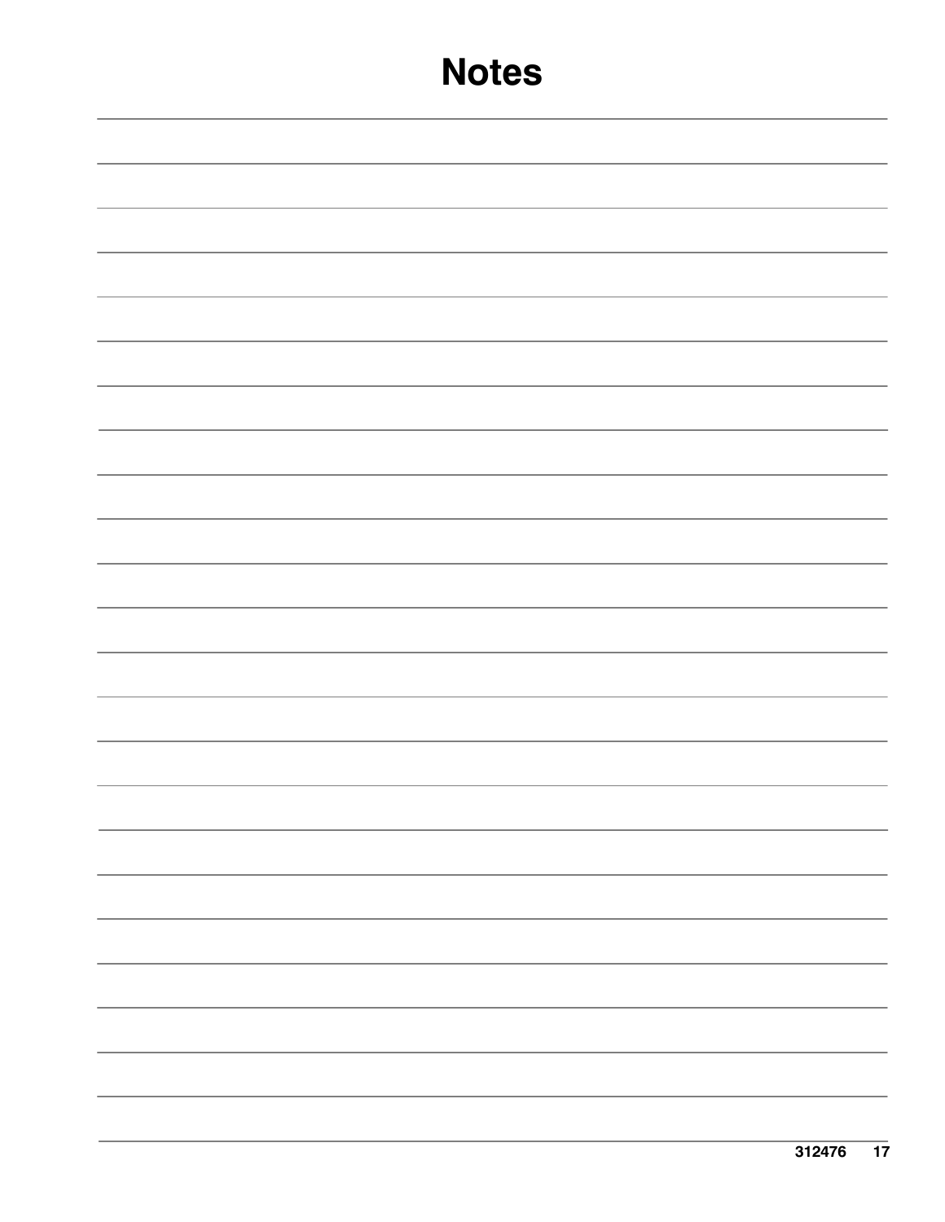# Notes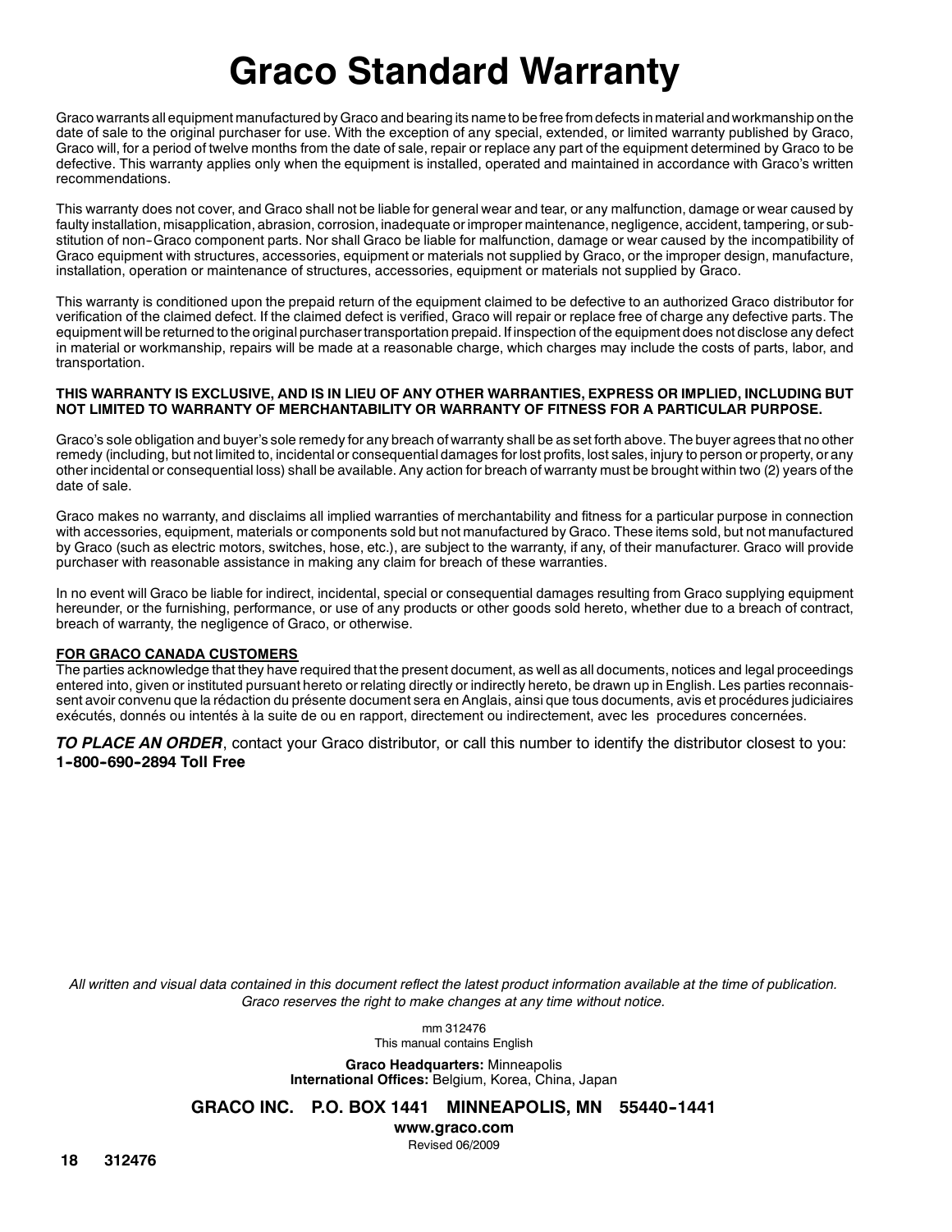# Graco Standard Warranty

Graco warrants all equipment manufactured by Graco and bearing its name to be free from defects in material and workmanship on the date of sale to the original purchaser for use. With the exception of any special, extended, or limited warranty published by Graco, Graco will, for a period of twelve months from the date of sale, repair or replace any part of the equipment determined by Graco to be defective. This warranty applies only when the equipment is installed, operated and maintained in accordance with Graco's written recommendations.

This warranty does not cover, and Graco shall not be liable for general wear and tear, or any malfunction, damage or wear caused by faulty installation, misapplication, abrasion, corrosion, inadequate or improper maintenance, negligence, accident, tampering, or substitution of non-Graco component parts. Nor shall Graco be liable for malfunction, damage or wear caused by the incompatibility of Graco equipment with structures, accessories, equipment or materials not supplied by Graco, or the improper design, manufacture, installation, operation or maintenance of structures, accessories, equipment or materials not supplied by Graco.

This warranty is conditioned upon the prepaid return of the equipment claimed to be defective to an authorized Graco distributor for verification of the claimed defect. If the claimed defect is verified, Graco will repair or replace free of charge any defective parts. The equipment will be returned to the original purchaser transportation prepaid. If inspection of the equipment does not disclose any defect in material or workmanship, repairs will be made at a reasonable charge, which charges may include the costs of parts, labor, and transportation.

**THIS WARRANTY IS EXCLUSIVE, AND IS IN LIEU OF ANY OTHER WARRANTIES, EXPRESS OR IMPLIED, INCLUDING BUT NOT LIMITED TO WARRANTY OF MERCHANTABILITY OR WARRANTY OF FITNESS FOR A PARTICULAR PURPOSE.**

Graco's sole obligation and buyer's sole remedy for any breach of warranty shall be as set forth above. The buyer agrees that no other remedy (including, but not limited to, incidental or consequential damages for lost profits, lost sales, injury to person or property, or any other incidental or consequential loss) shall be available. Any action for breach of warranty must be brought within two (2) years of the date of sale.

Graco makes no warranty, and disclaims all implied warranties of merchantability and fitness for a particular purpose in connection with accessories, equipment, materials or components sold but not manufactured by Graco. These items sold, but not manufactured by Graco (such as electric motors, switches, hose, etc.), are subject to the warranty, if any, of their manufacturer. Graco will provide purchaser with reasonable assistance in making any claim for breach of these warranties.

In no event will Graco be liable for indirect, incidental, special or consequential damages resulting from Graco supplying equipment hereunder, or the furnishing, performance, or use of any products or other goods sold hereto, whether due to a breach of contract, breach of warranty, the negligence of Graco, or otherwise.

**FOR GRACO CANADA CUSTOMERS**

The parties acknowledge that they have required that the present document, as well as all documents, notices and legal proceedings entered into, given or instituted pursuant hereto or relating directly or indirectly hereto, be drawn up in English. Les parties reconnaissent avoir convenu que la rédaction du présente document sera en Anglais, ainsi que tous documents, avis et procédures judiciaires exécutés, donnés ou intentés à la suite de ou en rapport, directement ou indirectement, avec les procedures concernées.

***TO PLACE AN ORDER***, contact your Graco distributor, or call this number to identify the distributor closest to you:
**1-800-690-2894 Toll Free**

*All written and visual data contained in this document reflect the latest product information available at the time of publication. Graco reserves the right to make changes at any time without notice.*

mm 312476
This manual contains English

**Graco Headquarters:** Minneapolis
**International Offices:** Belgium, Korea, China, Japan

**GRACO INC. P.O. BOX 1441 MINNEAPOLIS, MN 55440-1441**

**www.graco.com**
Revised 06/2009